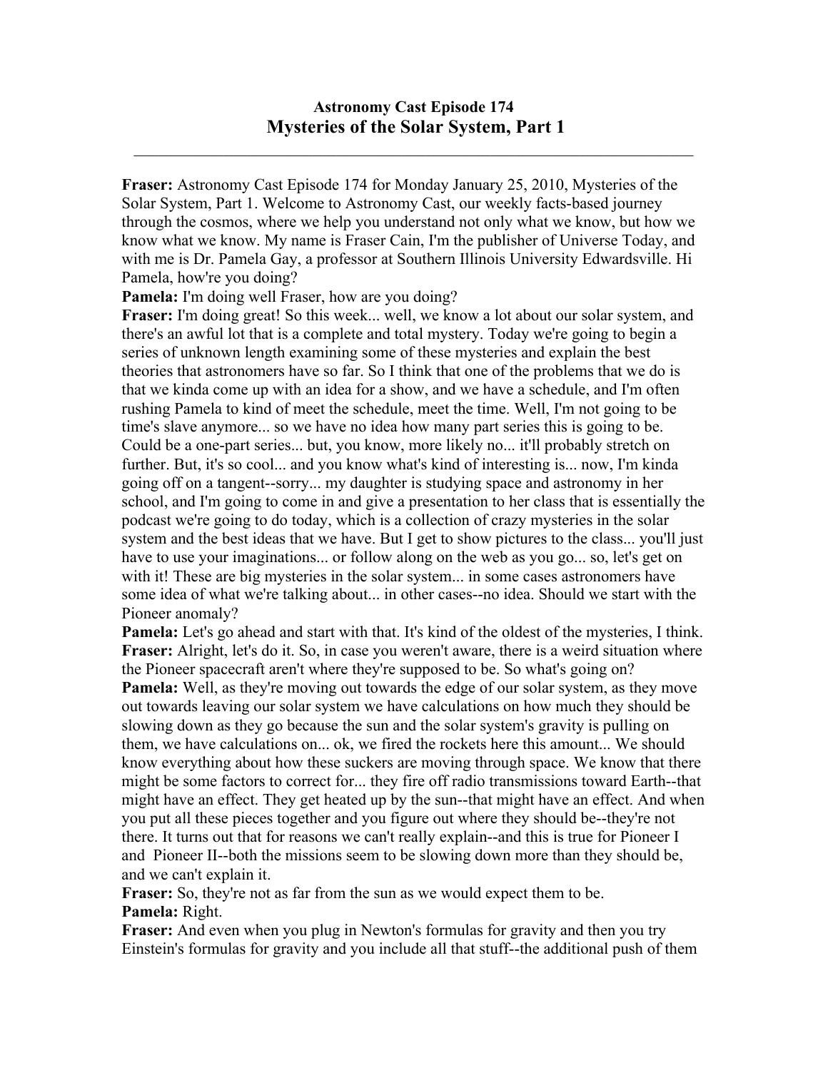# Astronomy Cast Episode 174
## Mysteries of the Solar System, Part 1

---

**Fraser:** Astronomy Cast Episode 174 for Monday January 25, 2010, Mysteries of the Solar System, Part 1. Welcome to Astronomy Cast, our weekly facts-based journey through the cosmos, where we help you understand not only what we know, but how we know what we know. My name is Fraser Cain, I'm the publisher of Universe Today, and with me is Dr. Pamela Gay, a professor at Southern Illinois University Edwardsville. Hi Pamela, how're you doing?

**Pamela:** I'm doing well Fraser, how are you doing?

**Fraser:** I'm doing great! So this week... well, we know a lot about our solar system, and there's an awful lot that is a complete and total mystery. Today we're going to begin a series of unknown length examining some of these mysteries and explain the best theories that astronomers have so far. So I think that one of the problems that we do is that we kinda come up with an idea for a show, and we have a schedule, and I'm often rushing Pamela to kind of meet the schedule, meet the time. Well, I'm not going to be time's slave anymore... so we have no idea how many part series this is going to be. Could be a one-part series... but, you know, more likely no... it'll probably stretch on further. But, it's so cool... and you know what's kind of interesting is... now, I'm kinda going off on a tangent--sorry... my daughter is studying space and astronomy in her school, and I'm going to come in and give a presentation to her class that is essentially the podcast we're going to do today, which is a collection of crazy mysteries in the solar system and the best ideas that we have. But I get to show pictures to the class... you'll just have to use your imaginations... or follow along on the web as you go... so, let's get on with it! These are big mysteries in the solar system... in some cases astronomers have some idea of what we're talking about... in other cases--no idea. Should we start with the Pioneer anomaly?

**Pamela:** Let's go ahead and start with that. It's kind of the oldest of the mysteries, I think.

**Fraser:** Alright, let's do it. So, in case you weren't aware, there is a weird situation where the Pioneer spacecraft aren't where they're supposed to be. So what's going on?

**Pamela:** Well, as they're moving out towards the edge of our solar system, as they move out towards leaving our solar system we have calculations on how much they should be slowing down as they go because the sun and the solar system's gravity is pulling on them, we have calculations on... ok, we fired the rockets here this amount... We should know everything about how these suckers are moving through space. We know that there might be some factors to correct for... they fire off radio transmissions toward Earth--that might have an effect. They get heated up by the sun--that might have an effect. And when you put all these pieces together and you figure out where they should be--they're not there. It turns out that for reasons we can't really explain--and this is true for Pioneer I and Pioneer II--both the missions seem to be slowing down more than they should be, and we can't explain it.

**Fraser:** So, they're not as far from the sun as we would expect them to be.

**Pamela:** Right.

**Fraser:** And even when you plug in Newton's formulas for gravity and then you try Einstein's formulas for gravity and you include all that stuff--the additional push of them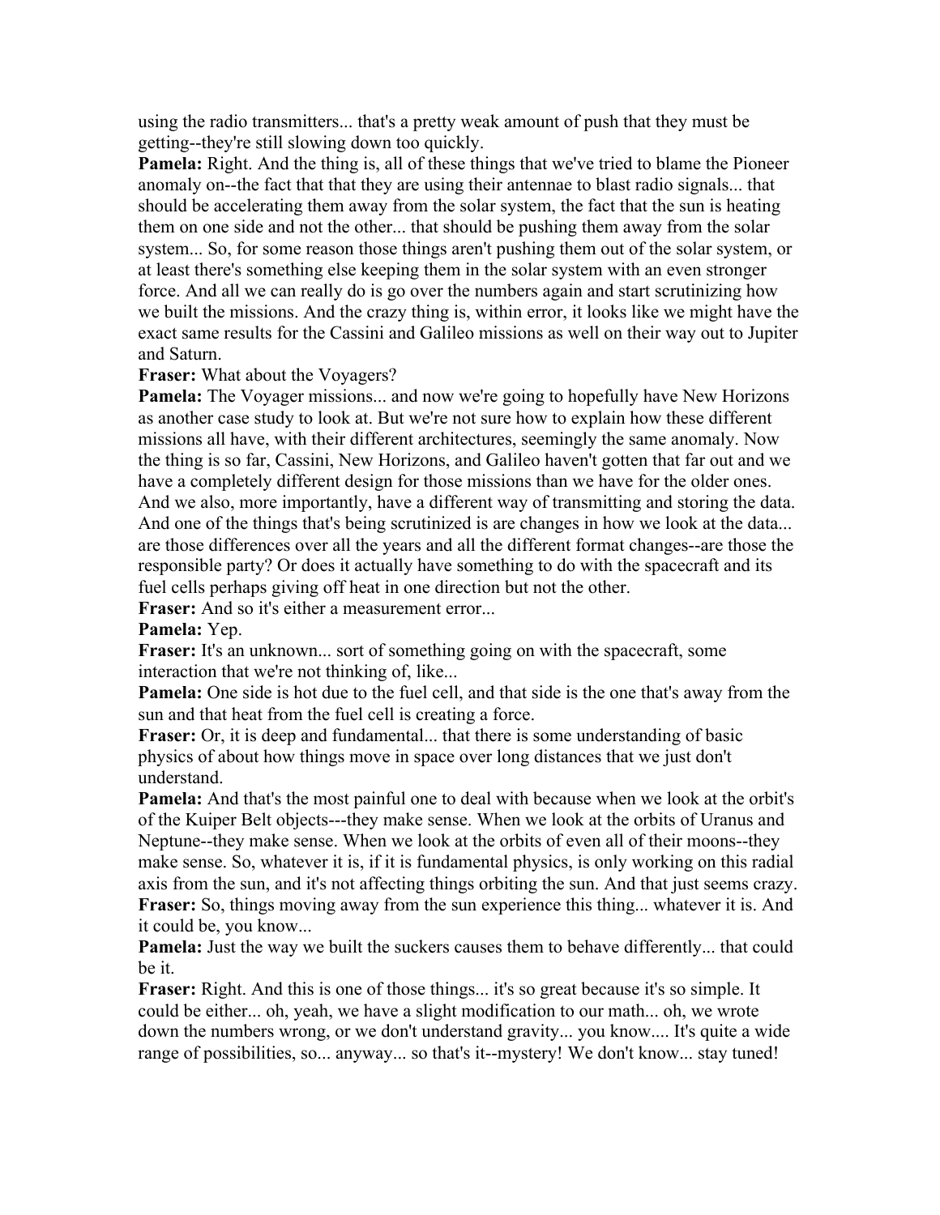using the radio transmitters... that's a pretty weak amount of push that they must be getting--they're still slowing down too quickly.

**Pamela:** Right. And the thing is, all of these things that we've tried to blame the Pioneer anomaly on--the fact that that they are using their antennae to blast radio signals... that should be accelerating them away from the solar system, the fact that the sun is heating them on one side and not the other... that should be pushing them away from the solar system... So, for some reason those things aren't pushing them out of the solar system, or at least there's something else keeping them in the solar system with an even stronger force. And all we can really do is go over the numbers again and start scrutinizing how we built the missions. And the crazy thing is, within error, it looks like we might have the exact same results for the Cassini and Galileo missions as well on their way out to Jupiter and Saturn.

**Fraser:** What about the Voyagers?

**Pamela:** The Voyager missions... and now we're going to hopefully have New Horizons as another case study to look at. But we're not sure how to explain how these different missions all have, with their different architectures, seemingly the same anomaly. Now the thing is so far, Cassini, New Horizons, and Galileo haven't gotten that far out and we have a completely different design for those missions than we have for the older ones. And we also, more importantly, have a different way of transmitting and storing the data. And one of the things that's being scrutinized is are changes in how we look at the data... are those differences over all the years and all the different format changes--are those the responsible party? Or does it actually have something to do with the spacecraft and its fuel cells perhaps giving off heat in one direction but not the other.

**Fraser:** And so it's either a measurement error...

**Pamela:** Yep.

**Fraser:** It's an unknown... sort of something going on with the spacecraft, some interaction that we're not thinking of, like...

**Pamela:** One side is hot due to the fuel cell, and that side is the one that's away from the sun and that heat from the fuel cell is creating a force.

**Fraser:** Or, it is deep and fundamental... that there is some understanding of basic physics of about how things move in space over long distances that we just don't understand.

**Pamela:** And that's the most painful one to deal with because when we look at the orbit's of the Kuiper Belt objects---they make sense. When we look at the orbits of Uranus and Neptune--they make sense. When we look at the orbits of even all of their moons--they make sense. So, whatever it is, if it is fundamental physics, is only working on this radial axis from the sun, and it's not affecting things orbiting the sun. And that just seems crazy.

**Fraser:** So, things moving away from the sun experience this thing... whatever it is. And it could be, you know...

**Pamela:** Just the way we built the suckers causes them to behave differently... that could be it.

**Fraser:** Right. And this is one of those things... it's so great because it's so simple. It could be either... oh, yeah, we have a slight modification to our math... oh, we wrote down the numbers wrong, or we don't understand gravity... you know.... It's quite a wide range of possibilities, so... anyway... so that's it--mystery! We don't know... stay tuned!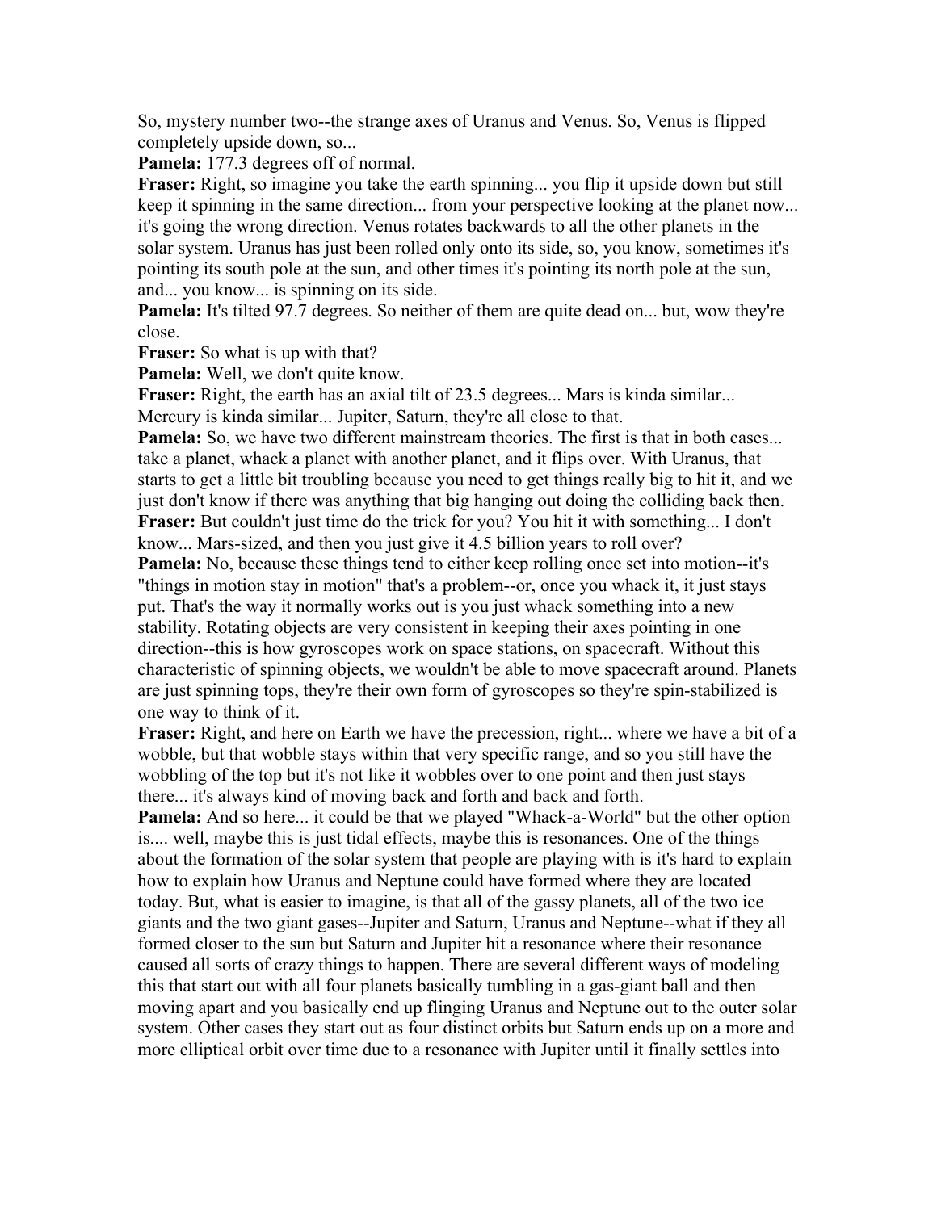So, mystery number two--the strange axes of Uranus and Venus. So, Venus is flipped completely upside down, so...

**Pamela:** 177.3 degrees off of normal.

**Fraser:** Right, so imagine you take the earth spinning... you flip it upside down but still keep it spinning in the same direction... from your perspective looking at the planet now... it's going the wrong direction. Venus rotates backwards to all the other planets in the solar system. Uranus has just been rolled only onto its side, so, you know, sometimes it's pointing its south pole at the sun, and other times it's pointing its north pole at the sun, and... you know... is spinning on its side.

**Pamela:** It's tilted 97.7 degrees. So neither of them are quite dead on... but, wow they're close.

**Fraser:** So what is up with that?

**Pamela:** Well, we don't quite know.

**Fraser:** Right, the earth has an axial tilt of 23.5 degrees... Mars is kinda similar... Mercury is kinda similar... Jupiter, Saturn, they're all close to that.

**Pamela:** So, we have two different mainstream theories. The first is that in both cases... take a planet, whack a planet with another planet, and it flips over. With Uranus, that starts to get a little bit troubling because you need to get things really big to hit it, and we just don't know if there was anything that big hanging out doing the colliding back then.

**Fraser:** But couldn't just time do the trick for you? You hit it with something... I don't know... Mars-sized, and then you just give it 4.5 billion years to roll over?

**Pamela:** No, because these things tend to either keep rolling once set into motion--it's "things in motion stay in motion" that's a problem--or, once you whack it, it just stays put. That's the way it normally works out is you just whack something into a new stability. Rotating objects are very consistent in keeping their axes pointing in one direction--this is how gyroscopes work on space stations, on spacecraft. Without this characteristic of spinning objects, we wouldn't be able to move spacecraft around. Planets are just spinning tops, they're their own form of gyroscopes so they're spin-stabilized is one way to think of it.

**Fraser:** Right, and here on Earth we have the precession, right... where we have a bit of a wobble, but that wobble stays within that very specific range, and so you still have the wobbling of the top but it's not like it wobbles over to one point and then just stays there... it's always kind of moving back and forth and back and forth.

**Pamela:** And so here... it could be that we played "Whack-a-World" but the other option is.... well, maybe this is just tidal effects, maybe this is resonances. One of the things about the formation of the solar system that people are playing with is it's hard to explain how to explain how Uranus and Neptune could have formed where they are located today. But, what is easier to imagine, is that all of the gassy planets, all of the two ice giants and the two giant gases--Jupiter and Saturn, Uranus and Neptune--what if they all formed closer to the sun but Saturn and Jupiter hit a resonance where their resonance caused all sorts of crazy things to happen. There are several different ways of modeling this that start out with all four planets basically tumbling in a gas-giant ball and then moving apart and you basically end up flinging Uranus and Neptune out to the outer solar system. Other cases they start out as four distinct orbits but Saturn ends up on a more and more elliptical orbit over time due to a resonance with Jupiter until it finally settles into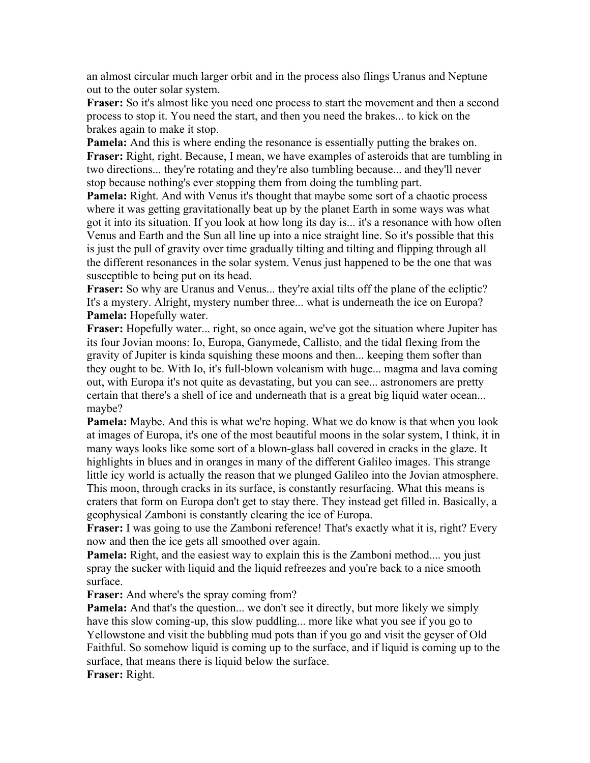an almost circular much larger orbit and in the process also flings Uranus and Neptune out to the outer solar system.

**Fraser:** So it's almost like you need one process to start the movement and then a second process to stop it. You need the start, and then you need the brakes... to kick on the brakes again to make it stop.

**Pamela:** And this is where ending the resonance is essentially putting the brakes on.

**Fraser:** Right, right. Because, I mean, we have examples of asteroids that are tumbling in two directions... they're rotating and they're also tumbling because... and they'll never stop because nothing's ever stopping them from doing the tumbling part.

**Pamela:** Right. And with Venus it's thought that maybe some sort of a chaotic process where it was getting gravitationally beat up by the planet Earth in some ways was what got it into its situation. If you look at how long its day is... it's a resonance with how often Venus and Earth and the Sun all line up into a nice straight line. So it's possible that this is just the pull of gravity over time gradually tilting and tilting and flipping through all the different resonances in the solar system. Venus just happened to be the one that was susceptible to being put on its head.

**Fraser:** So why are Uranus and Venus... they're axial tilts off the plane of the ecliptic? It's a mystery. Alright, mystery number three... what is underneath the ice on Europa?

**Pamela:** Hopefully water.

**Fraser:** Hopefully water... right, so once again, we've got the situation where Jupiter has its four Jovian moons: Io, Europa, Ganymede, Callisto, and the tidal flexing from the gravity of Jupiter is kinda squishing these moons and then... keeping them softer than they ought to be. With Io, it's full-blown volcanism with huge... magma and lava coming out, with Europa it's not quite as devastating, but you can see... astronomers are pretty certain that there's a shell of ice and underneath that is a great big liquid water ocean... maybe?

**Pamela:** Maybe. And this is what we're hoping. What we do know is that when you look at images of Europa, it's one of the most beautiful moons in the solar system, I think, it in many ways looks like some sort of a blown-glass ball covered in cracks in the glaze. It highlights in blues and in oranges in many of the different Galileo images. This strange little icy world is actually the reason that we plunged Galileo into the Jovian atmosphere. This moon, through cracks in its surface, is constantly resurfacing. What this means is craters that form on Europa don't get to stay there. They instead get filled in. Basically, a geophysical Zamboni is constantly clearing the ice of Europa.

**Fraser:** I was going to use the Zamboni reference! That's exactly what it is, right? Every now and then the ice gets all smoothed over again.

**Pamela:** Right, and the easiest way to explain this is the Zamboni method.... you just spray the sucker with liquid and the liquid refreezes and you're back to a nice smooth surface.

**Fraser:** And where's the spray coming from?

**Pamela:** And that's the question... we don't see it directly, but more likely we simply have this slow coming-up, this slow puddling... more like what you see if you go to Yellowstone and visit the bubbling mud pots than if you go and visit the geyser of Old Faithful. So somehow liquid is coming up to the surface, and if liquid is coming up to the surface, that means there is liquid below the surface.

**Fraser:** Right.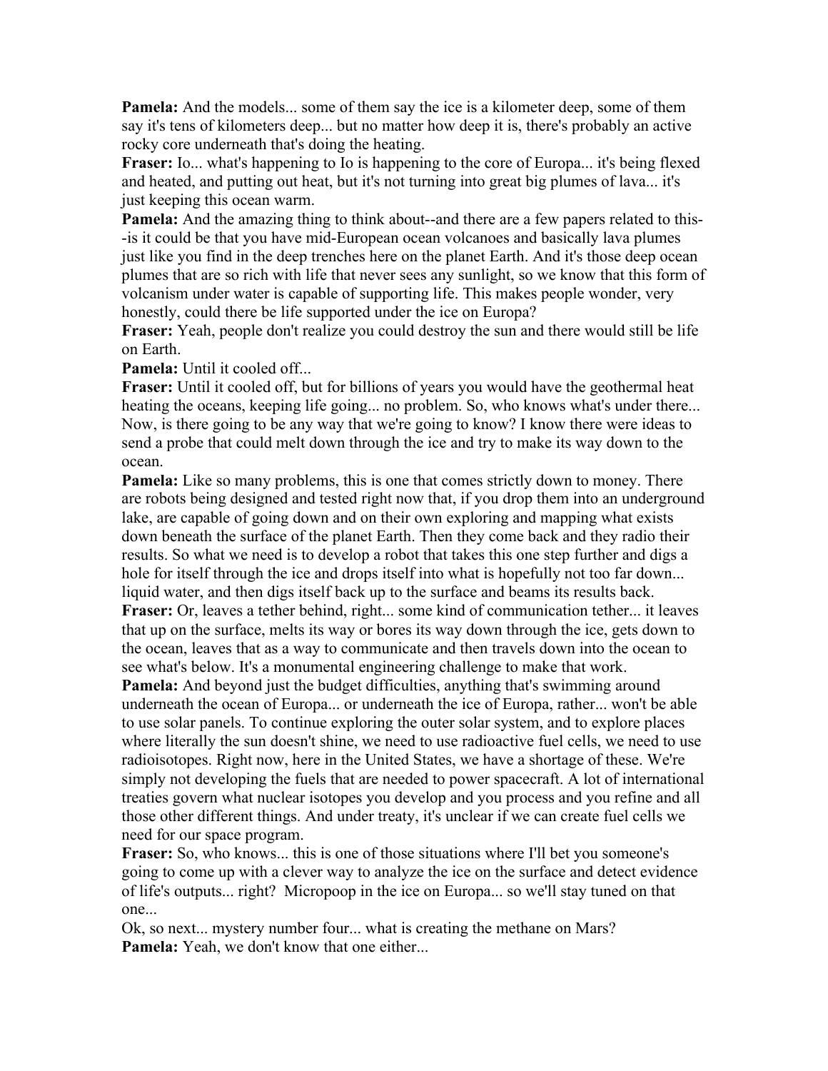**Pamela:** And the models... some of them say the ice is a kilometer deep, some of them say it's tens of kilometers deep... but no matter how deep it is, there's probably an active rocky core underneath that's doing the heating.

**Fraser:** Io... what's happening to Io is happening to the core of Europa... it's being flexed and heated, and putting out heat, but it's not turning into great big plumes of lava... it's just keeping this ocean warm.

**Pamela:** And the amazing thing to think about--and there are a few papers related to this--is it could be that you have mid-European ocean volcanoes and basically lava plumes just like you find in the deep trenches here on the planet Earth. And it's those deep ocean plumes that are so rich with life that never sees any sunlight, so we know that this form of volcanism under water is capable of supporting life. This makes people wonder, very honestly, could there be life supported under the ice on Europa?

**Fraser:** Yeah, people don't realize you could destroy the sun and there would still be life on Earth.

**Pamela:** Until it cooled off...

**Fraser:** Until it cooled off, but for billions of years you would have the geothermal heat heating the oceans, keeping life going... no problem. So, who knows what's under there... Now, is there going to be any way that we're going to know? I know there were ideas to send a probe that could melt down through the ice and try to make its way down to the ocean.

**Pamela:** Like so many problems, this is one that comes strictly down to money. There are robots being designed and tested right now that, if you drop them into an underground lake, are capable of going down and on their own exploring and mapping what exists down beneath the surface of the planet Earth. Then they come back and they radio their results. So what we need is to develop a robot that takes this one step further and digs a hole for itself through the ice and drops itself into what is hopefully not too far down... liquid water, and then digs itself back up to the surface and beams its results back.

**Fraser:** Or, leaves a tether behind, right... some kind of communication tether... it leaves that up on the surface, melts its way or bores its way down through the ice, gets down to the ocean, leaves that as a way to communicate and then travels down into the ocean to see what's below. It's a monumental engineering challenge to make that work.

**Pamela:** And beyond just the budget difficulties, anything that's swimming around underneath the ocean of Europa... or underneath the ice of Europa, rather... won't be able to use solar panels. To continue exploring the outer solar system, and to explore places where literally the sun doesn't shine, we need to use radioactive fuel cells, we need to use radioisotopes. Right now, here in the United States, we have a shortage of these. We're simply not developing the fuels that are needed to power spacecraft. A lot of international treaties govern what nuclear isotopes you develop and you process and you refine and all those other different things. And under treaty, it's unclear if we can create fuel cells we need for our space program.

**Fraser:** So, who knows... this is one of those situations where I'll bet you someone's going to come up with a clever way to analyze the ice on the surface and detect evidence of life's outputs... right? Micropoop in the ice on Europa... so we'll stay tuned on that one...

Ok, so next... mystery number four... what is creating the methane on Mars?

**Pamela:** Yeah, we don't know that one either...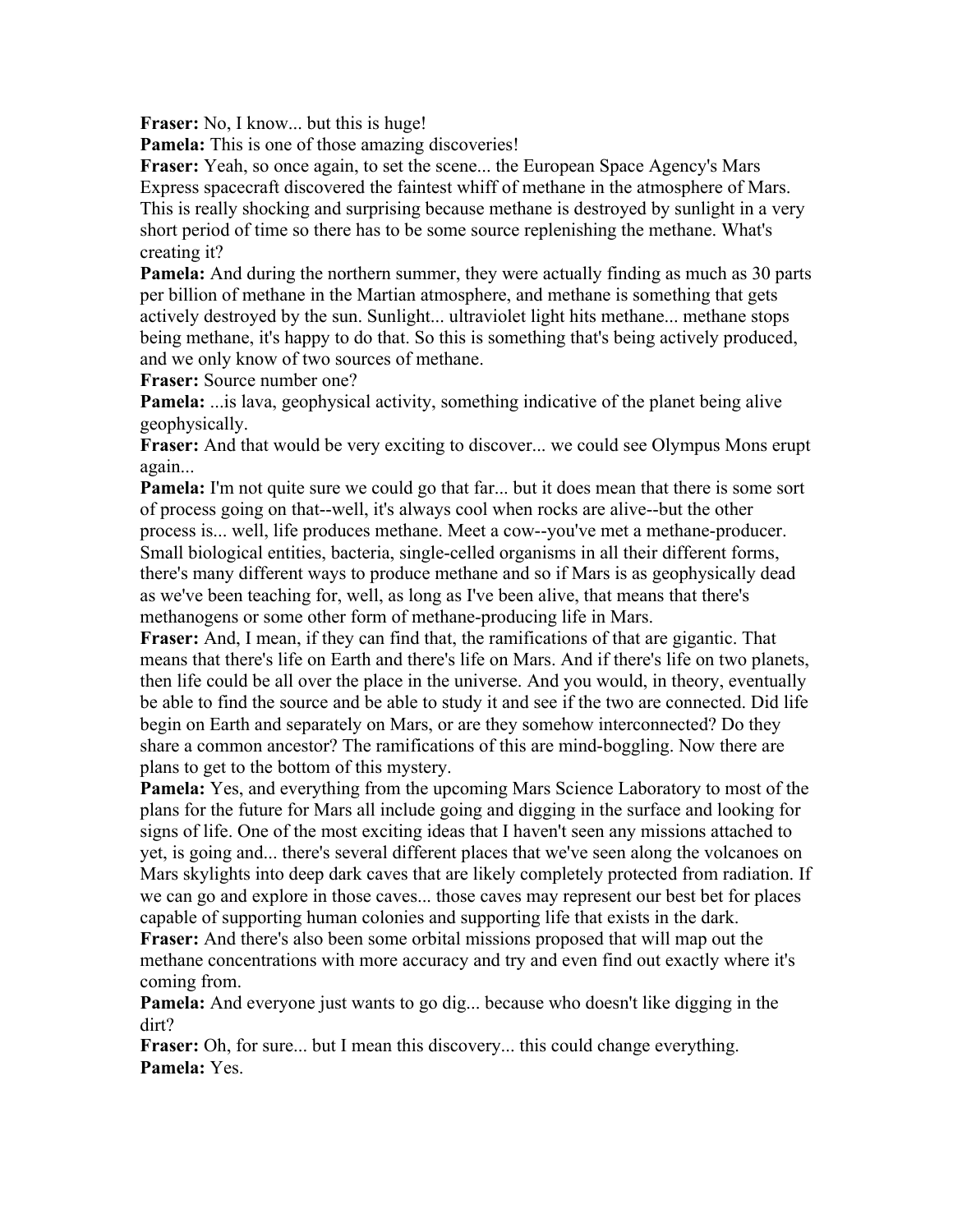**Fraser:** No, I know... but this is huge!

**Pamela:** This is one of those amazing discoveries!

**Fraser:** Yeah, so once again, to set the scene... the European Space Agency's Mars Express spacecraft discovered the faintest whiff of methane in the atmosphere of Mars. This is really shocking and surprising because methane is destroyed by sunlight in a very short period of time so there has to be some source replenishing the methane. What's creating it?

**Pamela:** And during the northern summer, they were actually finding as much as 30 parts per billion of methane in the Martian atmosphere, and methane is something that gets actively destroyed by the sun. Sunlight... ultraviolet light hits methane... methane stops being methane, it's happy to do that. So this is something that's being actively produced, and we only know of two sources of methane.

**Fraser:** Source number one?

**Pamela:** ...is lava, geophysical activity, something indicative of the planet being alive geophysically.

**Fraser:** And that would be very exciting to discover... we could see Olympus Mons erupt again...

**Pamela:** I'm not quite sure we could go that far... but it does mean that there is some sort of process going on that--well, it's always cool when rocks are alive--but the other process is... well, life produces methane. Meet a cow--you've met a methane-producer. Small biological entities, bacteria, single-celled organisms in all their different forms, there's many different ways to produce methane and so if Mars is as geophysically dead as we've been teaching for, well, as long as I've been alive, that means that there's methanogens or some other form of methane-producing life in Mars.

**Fraser:** And, I mean, if they can find that, the ramifications of that are gigantic. That means that there's life on Earth and there's life on Mars. And if there's life on two planets, then life could be all over the place in the universe. And you would, in theory, eventually be able to find the source and be able to study it and see if the two are connected. Did life begin on Earth and separately on Mars, or are they somehow interconnected? Do they share a common ancestor? The ramifications of this are mind-boggling. Now there are plans to get to the bottom of this mystery.

**Pamela:** Yes, and everything from the upcoming Mars Science Laboratory to most of the plans for the future for Mars all include going and digging in the surface and looking for signs of life. One of the most exciting ideas that I haven't seen any missions attached to yet, is going and... there's several different places that we've seen along the volcanoes on Mars skylights into deep dark caves that are likely completely protected from radiation. If we can go and explore in those caves... those caves may represent our best bet for places capable of supporting human colonies and supporting life that exists in the dark.

**Fraser:** And there's also been some orbital missions proposed that will map out the methane concentrations with more accuracy and try and even find out exactly where it's coming from.

**Pamela:** And everyone just wants to go dig... because who doesn't like digging in the dirt?

**Fraser:** Oh, for sure... but I mean this discovery... this could change everything.

**Pamela:** Yes.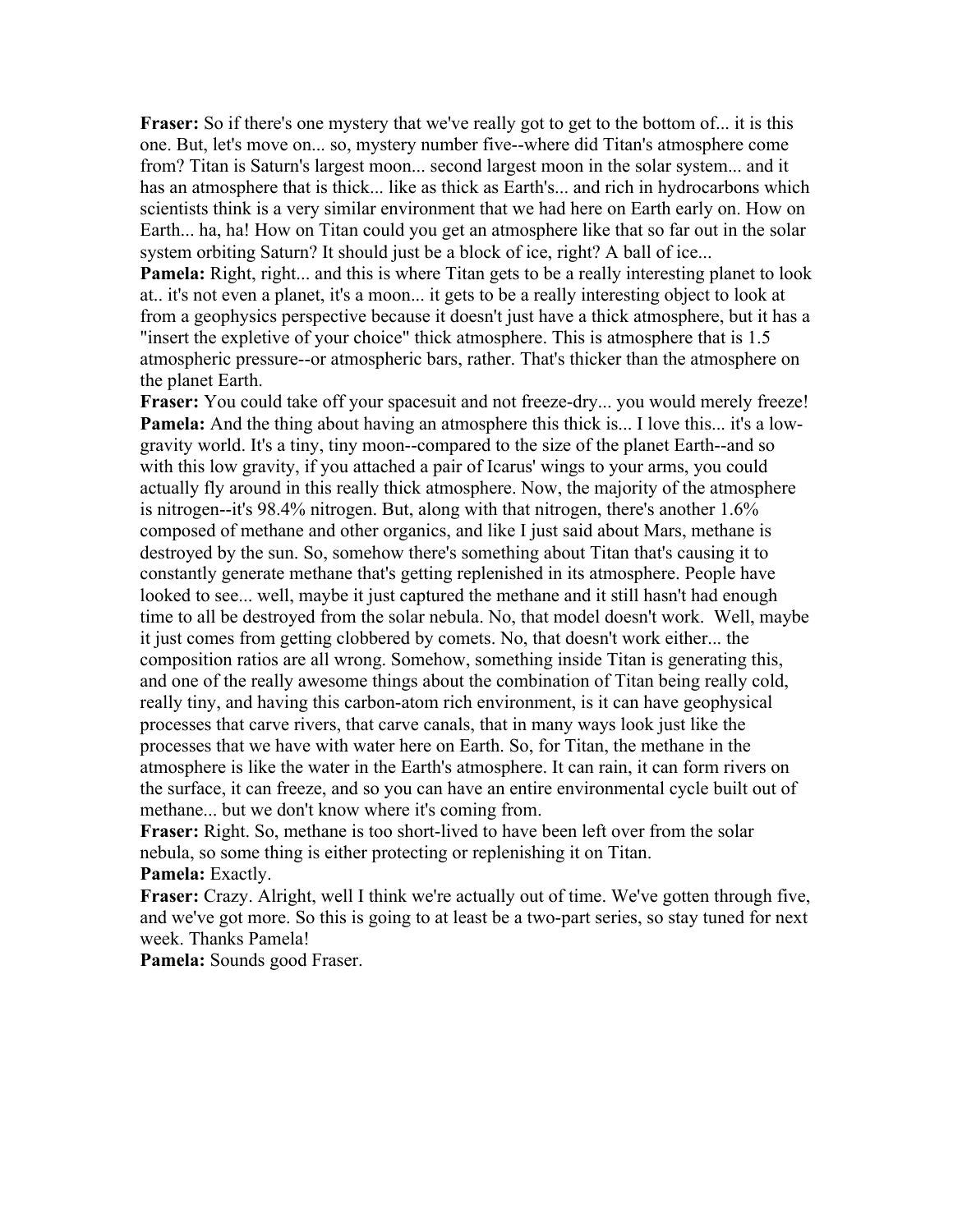**Fraser:** So if there's one mystery that we've really got to get to the bottom of... it is this one. But, let's move on... so, mystery number five--where did Titan's atmosphere come from? Titan is Saturn's largest moon... second largest moon in the solar system... and it has an atmosphere that is thick... like as thick as Earth's... and rich in hydrocarbons which scientists think is a very similar environment that we had here on Earth early on. How on Earth... ha, ha! How on Titan could you get an atmosphere like that so far out in the solar system orbiting Saturn? It should just be a block of ice, right? A ball of ice...

**Pamela:** Right, right... and this is where Titan gets to be a really interesting planet to look at.. it's not even a planet, it's a moon... it gets to be a really interesting object to look at from a geophysics perspective because it doesn't just have a thick atmosphere, but it has a "insert the expletive of your choice" thick atmosphere. This is atmosphere that is 1.5 atmospheric pressure--or atmospheric bars, rather. That's thicker than the atmosphere on the planet Earth.

**Fraser:** You could take off your spacesuit and not freeze-dry... you would merely freeze!

**Pamela:** And the thing about having an atmosphere this thick is... I love this... it's a low-gravity world. It's a tiny, tiny moon--compared to the size of the planet Earth--and so with this low gravity, if you attached a pair of Icarus' wings to your arms, you could actually fly around in this really thick atmosphere. Now, the majority of the atmosphere is nitrogen--it's 98.4% nitrogen. But, along with that nitrogen, there's another 1.6% composed of methane and other organics, and like I just said about Mars, methane is destroyed by the sun. So, somehow there's something about Titan that's causing it to constantly generate methane that's getting replenished in its atmosphere. People have looked to see... well, maybe it just captured the methane and it still hasn't had enough time to all be destroyed from the solar nebula. No, that model doesn't work. Well, maybe it just comes from getting clobbered by comets. No, that doesn't work either... the composition ratios are all wrong. Somehow, something inside Titan is generating this, and one of the really awesome things about the combination of Titan being really cold, really tiny, and having this carbon-atom rich environment, is it can have geophysical processes that carve rivers, that carve canals, that in many ways look just like the processes that we have with water here on Earth. So, for Titan, the methane in the atmosphere is like the water in the Earth's atmosphere. It can rain, it can form rivers on the surface, it can freeze, and so you can have an entire environmental cycle built out of methane... but we don't know where it's coming from.

**Fraser:** Right. So, methane is too short-lived to have been left over from the solar nebula, so some thing is either protecting or replenishing it on Titan.

**Pamela:** Exactly.

**Fraser:** Crazy. Alright, well I think we're actually out of time. We've gotten through five, and we've got more. So this is going to at least be a two-part series, so stay tuned for next week. Thanks Pamela!

**Pamela:** Sounds good Fraser.